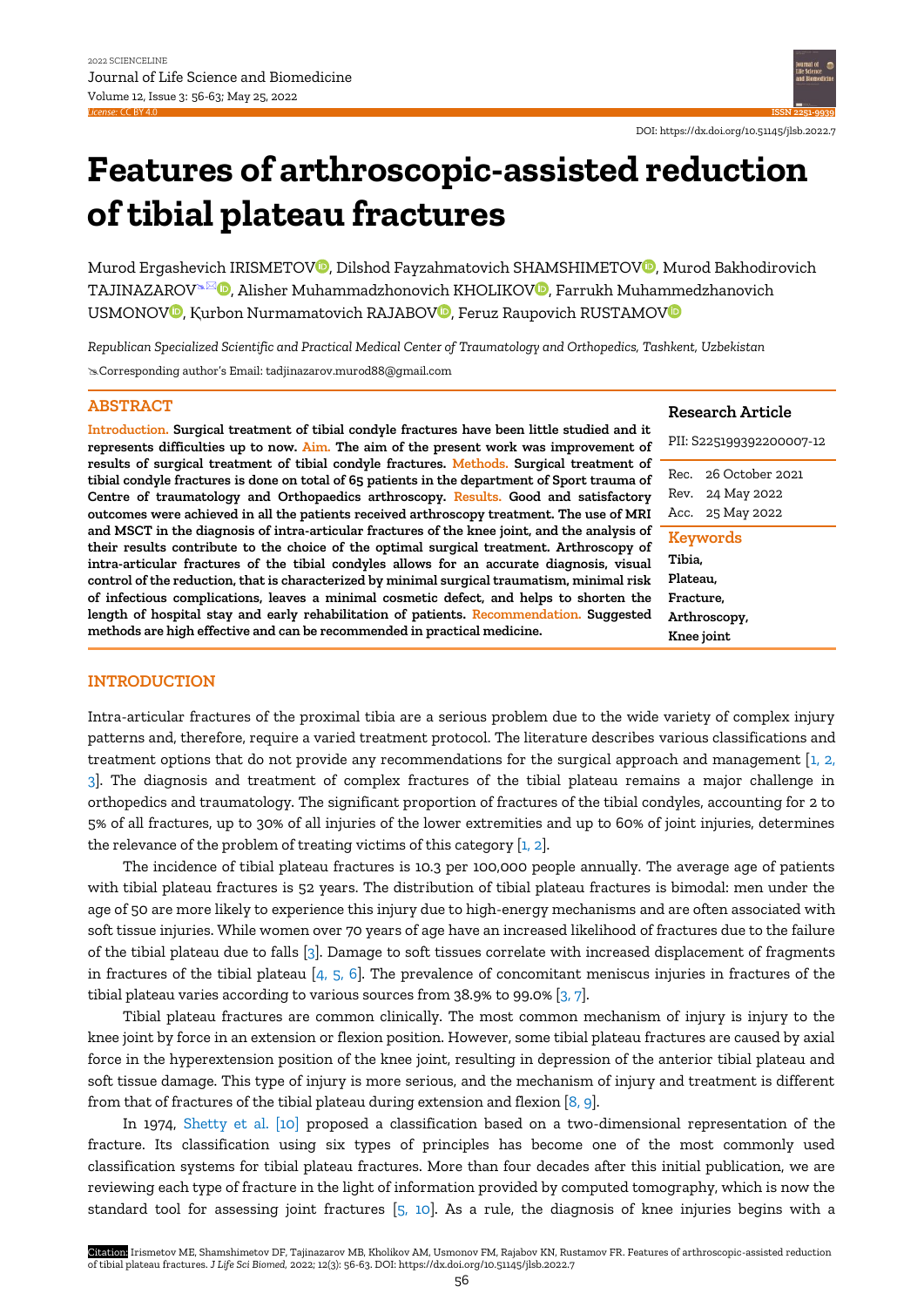DOI: https://dx.doi.org/10.51145/jlsb.2022.7

# Features of arthroscopic-assisted reduction of tibial plateau fractures

Murod Ergashevich IRISMETOV, Dilshod Fayzahmatovich SHAMSHIMETOV, Murod Bakhodirovich TAJINAZAROV, Alisher Muhammadzhonovich KHOLIKOV, Farrukh Muhammedzhanovich USMONOV, Kurbon Nurmamatovich RAJABOV, Feruz Raupovich RUSTAMOV

*Republican Specialized Scientific and Practical Medical Center of Traumatology and Orthopedics, Tashkent, Uzbekistan*

Corresponding author's Email: tadjinazarov.murod88@gmail.com

## ABSTRACT

**Introduction.** **Surgical treatment of tibial condyle fractures have been little studied and it represents difficulties up to now.** **Aim.** **The aim of the present work was improvement of results of surgical treatment of tibial condyle fractures.** **Methods.** **Surgical treatment of tibial condyle fractures is done on total of 65 patients in the department of Sport trauma of Centre of traumatology and Orthopaedics arthroscopy.** **Results.** **Good and satisfactory outcomes were achieved in all the patients received arthroscopy treatment. The use of MRI and MSCT in the diagnosis of intra-articular fractures of the knee joint, and the analysis of their results contribute to the choice of the optimal surgical treatment. Arthroscopy of intra-articular fractures of the tibial condyles allows for an accurate diagnosis, visual control of the reduction, that is characterized by minimal surgical traumatism, minimal risk of infectious complications, leaves a minimal cosmetic defect, and helps to shorten the length of hospital stay and early rehabilitation of patients.** **Recommendation.** **Suggested methods are high effective and can be recommended in practical medicine.**

**Research Article**

PII: S225199392200007-12

Rec. 26 October 2021
Rev. 24 May 2022
Acc. 25 May 2022

**Keywords**

**Tibia,**
**Plateau,**
**Fracture,**
**Arthroscopy,**
**Knee joint**

## INTRODUCTION

Intra-articular fractures of the proximal tibia are a serious problem due to the wide variety of complex injury patterns and, therefore, require a varied treatment protocol. The literature describes various classifications and treatment options that do not provide any recommendations for the surgical approach and management [1, 2, 3]. The diagnosis and treatment of complex fractures of the tibial plateau remains a major challenge in orthopedics and traumatology. The significant proportion of fractures of the tibial condyles, accounting for 2 to 5% of all fractures, up to 30% of all injuries of the lower extremities and up to 60% of joint injuries, determines the relevance of the problem of treating victims of this category [1, 2].

The incidence of tibial plateau fractures is 10.3 per 100,000 people annually. The average age of patients with tibial plateau fractures is 52 years. The distribution of tibial plateau fractures is bimodal: men under the age of 50 are more likely to experience this injury due to high-energy mechanisms and are often associated with soft tissue injuries. While women over 70 years of age have an increased likelihood of fractures due to the failure of the tibial plateau due to falls [3]. Damage to soft tissues correlate with increased displacement of fragments in fractures of the tibial plateau [4, 5, 6]. The prevalence of concomitant meniscus injuries in fractures of the tibial plateau varies according to various sources from 38.9% to 99.0% [3, 7].

Tibial plateau fractures are common clinically. The most common mechanism of injury is injury to the knee joint by force in an extension or flexion position. However, some tibial plateau fractures are caused by axial force in the hyperextension position of the knee joint, resulting in depression of the anterior tibial plateau and soft tissue damage. This type of injury is more serious, and the mechanism of injury and treatment is different from that of fractures of the tibial plateau during extension and flexion [8, 9].

In 1974, Shetty et al. [10] proposed a classification based on a two-dimensional representation of the fracture. Its classification using six types of principles has become one of the most commonly used classification systems for tibial plateau fractures. More than four decades after this initial publication, we are reviewing each type of fracture in the light of information provided by computed tomography, which is now the standard tool for assessing joint fractures [5, 10]. As a rule, the diagnosis of knee injuries begins with a

Citation: Irismetov ME, Shamshimetov DF, Tajinazarov MB, Kholikov AM, Usmonov FM, Rajabov KN, Rustamov FR. Features of arthroscopic-assisted reduction of tibial plateau fractures. *J Life Sci Biomed,* 2022; 12(3): 56-63. DOI: https://dx.doi.org/10.51145/jlsb.2022.7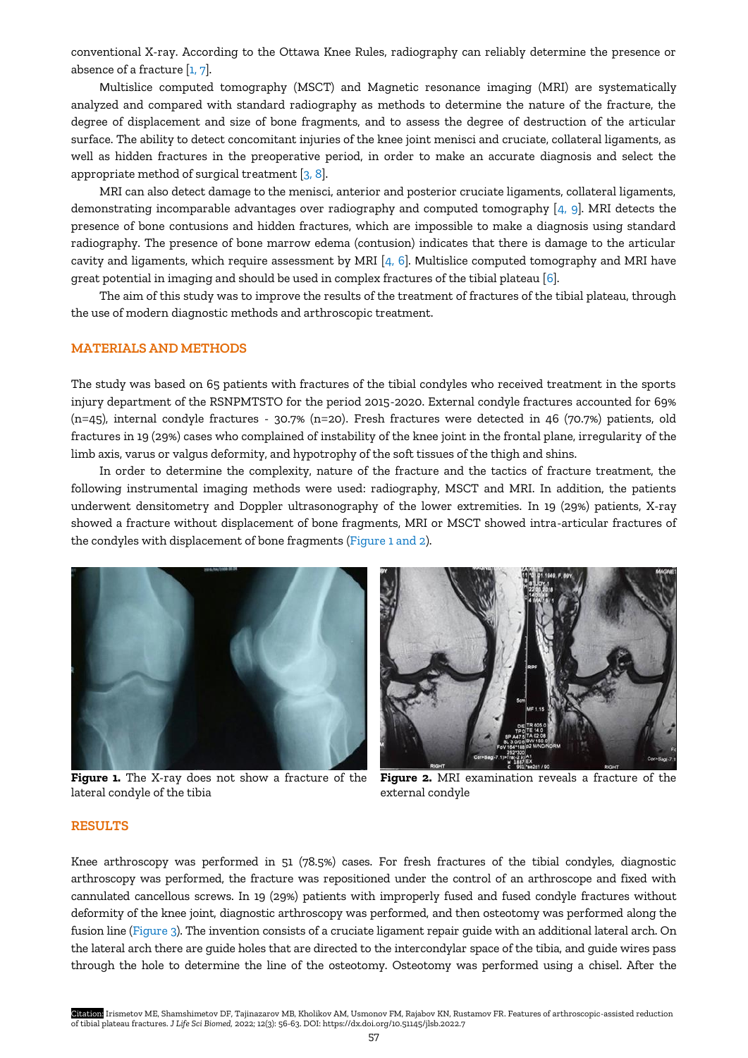conventional X-ray. According to the Ottawa Knee Rules, radiography can reliably determine the presence or absence of a fracture [1, 7].

Multislice computed tomography (MSCT) and Magnetic resonance imaging (MRI) are systematically analyzed and compared with standard radiography as methods to determine the nature of the fracture, the degree of displacement and size of bone fragments, and to assess the degree of destruction of the articular surface. The ability to detect concomitant injuries of the knee joint menisci and cruciate, collateral ligaments, as well as hidden fractures in the preoperative period, in order to make an accurate diagnosis and select the appropriate method of surgical treatment [3, 8].

MRI can also detect damage to the menisci, anterior and posterior cruciate ligaments, collateral ligaments, demonstrating incomparable advantages over radiography and computed tomography [4, 9]. MRI detects the presence of bone contusions and hidden fractures, which are impossible to make a diagnosis using standard radiography. The presence of bone marrow edema (contusion) indicates that there is damage to the articular cavity and ligaments, which require assessment by MRI [4, 6]. Multislice computed tomography and MRI have great potential in imaging and should be used in complex fractures of the tibial plateau [6].

The aim of this study was to improve the results of the treatment of fractures of the tibial plateau, through the use of modern diagnostic methods and arthroscopic treatment.

## MATERIALS AND METHODS

The study was based on 65 patients with fractures of the tibial condyles who received treatment in the sports injury department of the RSNPMTSTO for the period 2015-2020. External condyle fractures accounted for 69% (n=45), internal condyle fractures - 30.7% (n=20). Fresh fractures were detected in 46 (70.7%) patients, old fractures in 19 (29%) cases who complained of instability of the knee joint in the frontal plane, irregularity of the limb axis, varus or valgus deformity, and hypotrophy of the soft tissues of the thigh and shins.

In order to determine the complexity, nature of the fracture and the tactics of fracture treatment, the following instrumental imaging methods were used: radiography, MSCT and MRI. In addition, the patients underwent densitometry and Doppler ultrasonography of the lower extremities. In 19 (29%) patients, X-ray showed a fracture without displacement of bone fragments, MRI or MSCT showed intra-articular fractures of the condyles with displacement of bone fragments (Figure 1 and 2).

**Figure 1.** The X-ray does not show a fracture of the lateral condyle of the tibia

**Figure 2.** MRI examination reveals a fracture of the external condyle

## RESULTS

Knee arthroscopy was performed in 51 (78.5%) cases. For fresh fractures of the tibial condyles, diagnostic arthroscopy was performed, the fracture was repositioned under the control of an arthroscope and fixed with cannulated cancellous screws. In 19 (29%) patients with improperly fused and fused condyle fractures without deformity of the knee joint, diagnostic arthroscopy was performed, and then osteotomy was performed along the fusion line (Figure 3). The invention consists of a cruciate ligament repair guide with an additional lateral arch. On the lateral arch there are guide holes that are directed to the intercondylar space of the tibia, and guide wires pass through the hole to determine the line of the osteotomy. Osteotomy was performed using a chisel. After the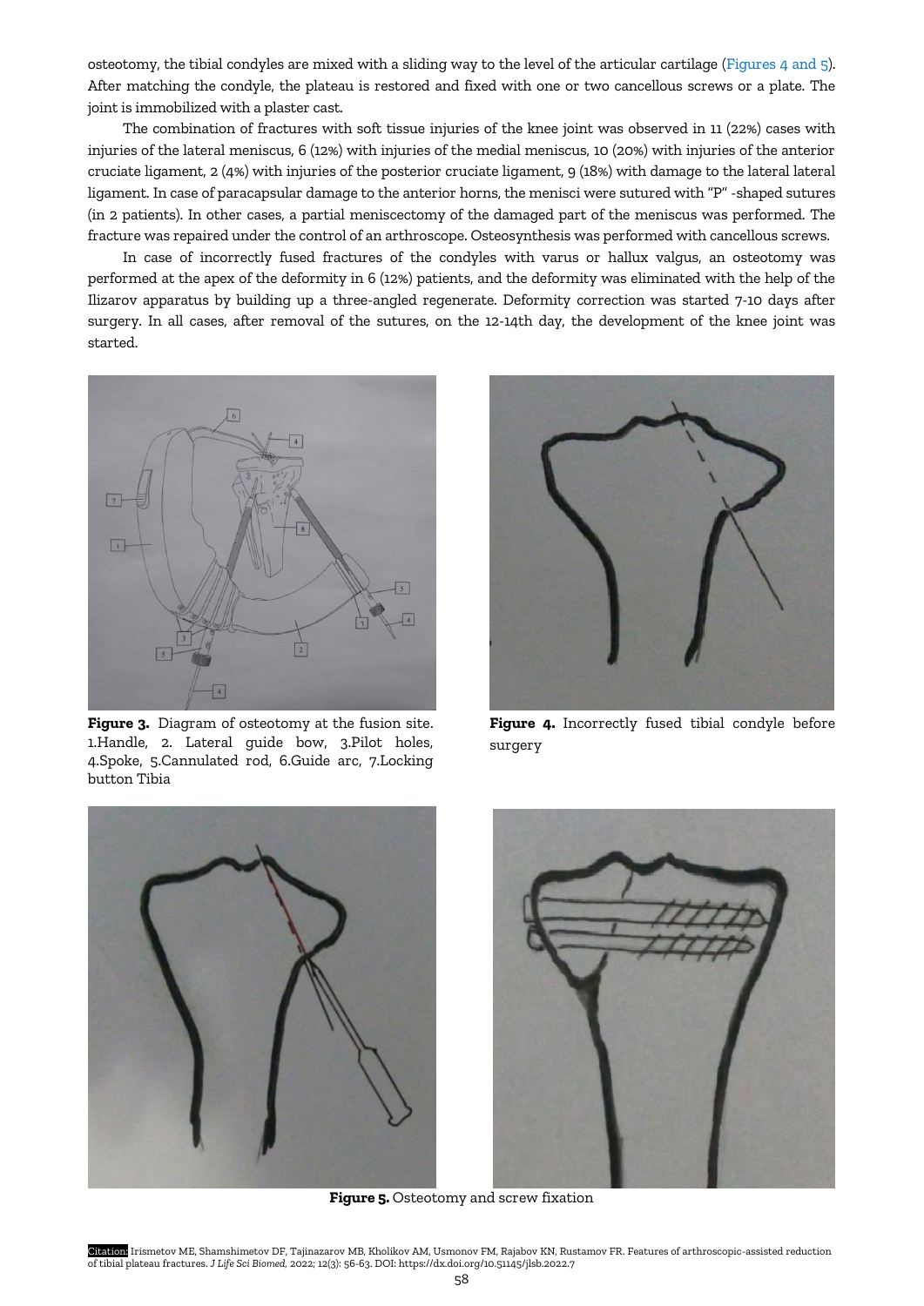osteotomy, the tibial condyles are mixed with a sliding way to the level of the articular cartilage (Figures 4 and 5). After matching the condyle, the plateau is restored and fixed with one or two cancellous screws or a plate. The joint is immobilized with a plaster cast.

The combination of fractures with soft tissue injuries of the knee joint was observed in 11 (22%) cases with injuries of the lateral meniscus, 6 (12%) with injuries of the medial meniscus, 10 (20%) with injuries of the anterior cruciate ligament, 2 (4%) with injuries of the posterior cruciate ligament, 9 (18%) with damage to the lateral lateral ligament. In case of paracapsular damage to the anterior horns, the menisci were sutured with "P" -shaped sutures (in 2 patients). In other cases, a partial meniscectomy of the damaged part of the meniscus was performed. The fracture was repaired under the control of an arthroscope. Osteosynthesis was performed with cancellous screws.

In case of incorrectly fused fractures of the condyles with varus or hallux valgus, an osteotomy was performed at the apex of the deformity in 6 (12%) patients, and the deformity was eliminated with the help of the Ilizarov apparatus by building up a three-angled regenerate. Deformity correction was started 7-10 days after surgery. In all cases, after removal of the sutures, on the 12-14th day, the development of the knee joint was started.

**Figure 3.** Diagram of osteotomy at the fusion site. 1.Handle, 2. Lateral guide bow, 3.Pilot holes, 4.Spoke, 5.Cannulated rod, 6.Guide arc, 7.Locking button Tibia

**Figure 4.** Incorrectly fused tibial condyle before surgery

**Figure 5.** Osteotomy and screw fixation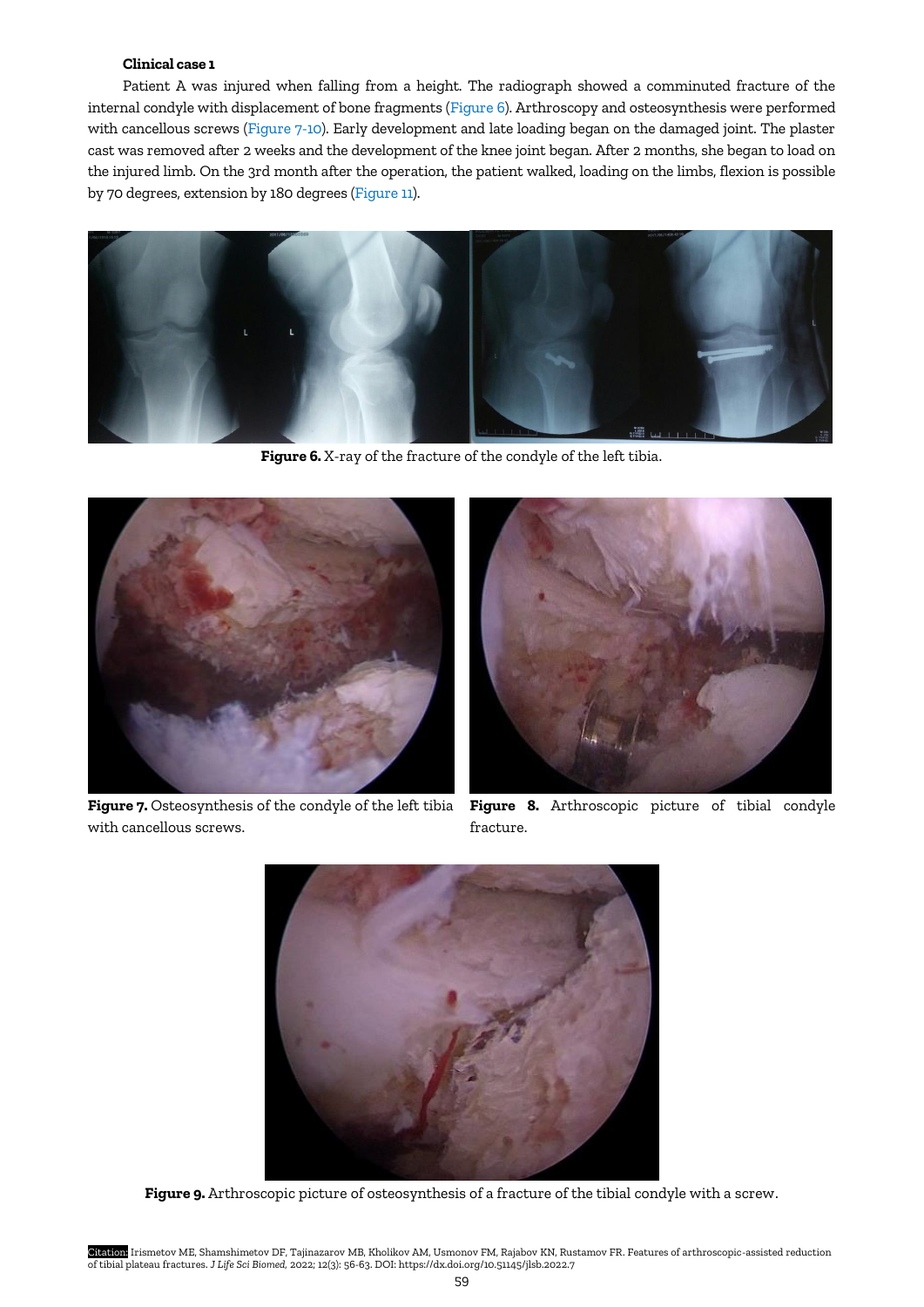**Clinical case 1**

Patient A was injured when falling from a height. The radiograph showed a comminuted fracture of the internal condyle with displacement of bone fragments (Figure 6). Arthroscopy and osteosynthesis were performed with cancellous screws (Figure 7-10). Early development and late loading began on the damaged joint. The plaster cast was removed after 2 weeks and the development of the knee joint began. After 2 months, she began to load on the injured limb. On the 3rd month after the operation, the patient walked, loading on the limbs, flexion is possible by 70 degrees, extension by 180 degrees (Figure 11).

**Figure 6.** X-ray of the fracture of the condyle of the left tibia.

**Figure 7.** Osteosynthesis of the condyle of the left tibia with cancellous screws.

**Figure 8.** Arthroscopic picture of tibial condyle fracture.

**Figure 9.** Arthroscopic picture of osteosynthesis of a fracture of the tibial condyle with a screw.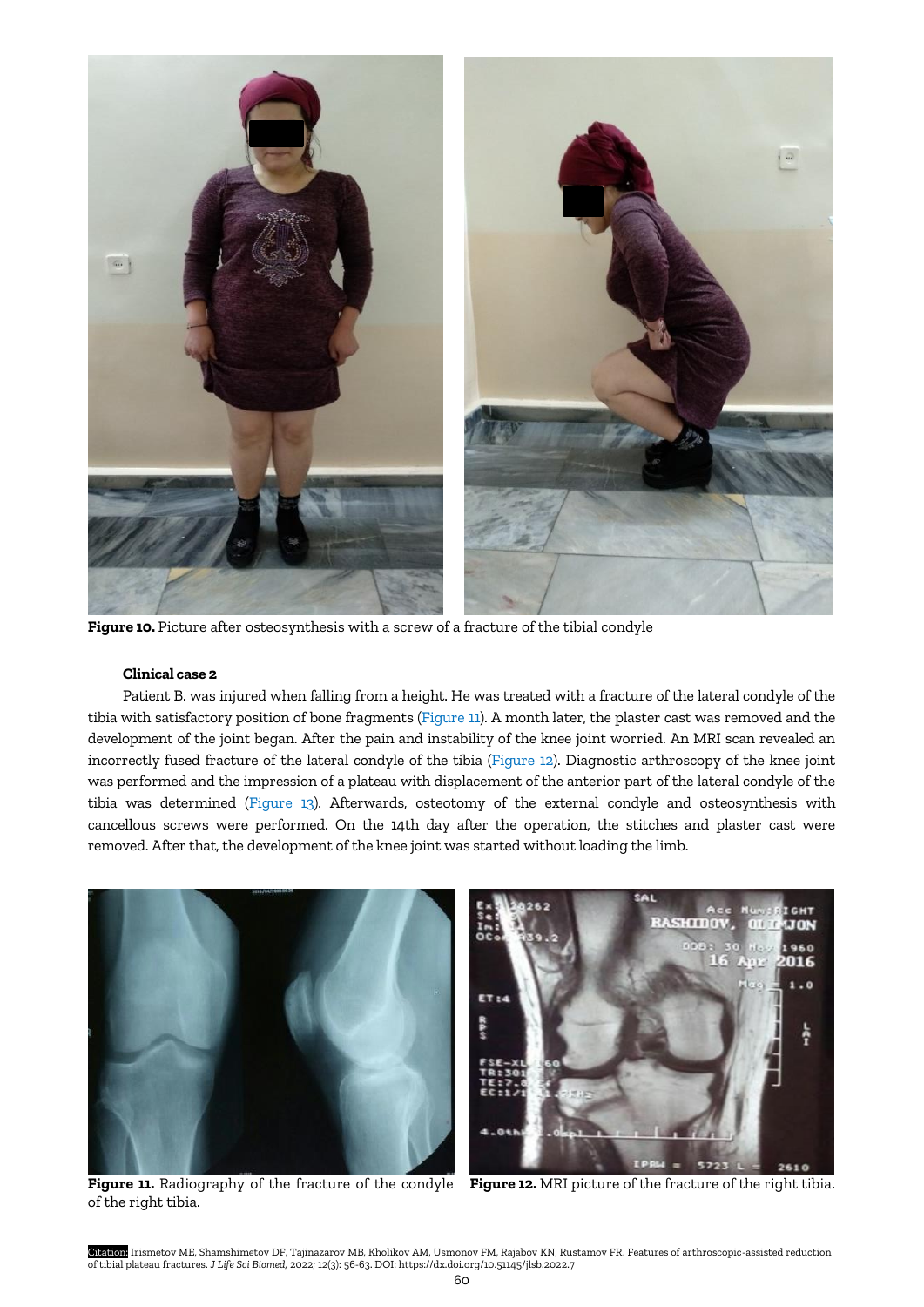Figure 10. Picture after osteosynthesis with a screw of a fracture of the tibial condyle

**Clinical case 2**

Patient B. was injured when falling from a height. He was treated with a fracture of the lateral condyle of the tibia with satisfactory position of bone fragments (Figure 11). A month later, the plaster cast was removed and the development of the joint began. After the pain and instability of the knee joint worried. An MRI scan revealed an incorrectly fused fracture of the lateral condyle of the tibia (Figure 12). Diagnostic arthroscopy of the knee joint was performed and the impression of a plateau with displacement of the anterior part of the lateral condyle of the tibia was determined (Figure 13). Afterwards, osteotomy of the external condyle and osteosynthesis with cancellous screws were performed. On the 14th day after the operation, the stitches and plaster cast were removed. After that, the development of the knee joint was started without loading the limb.

**Figure 11.** Radiography of the fracture of the condyle of the right tibia.

**Figure 12.** MRI picture of the fracture of the right tibia.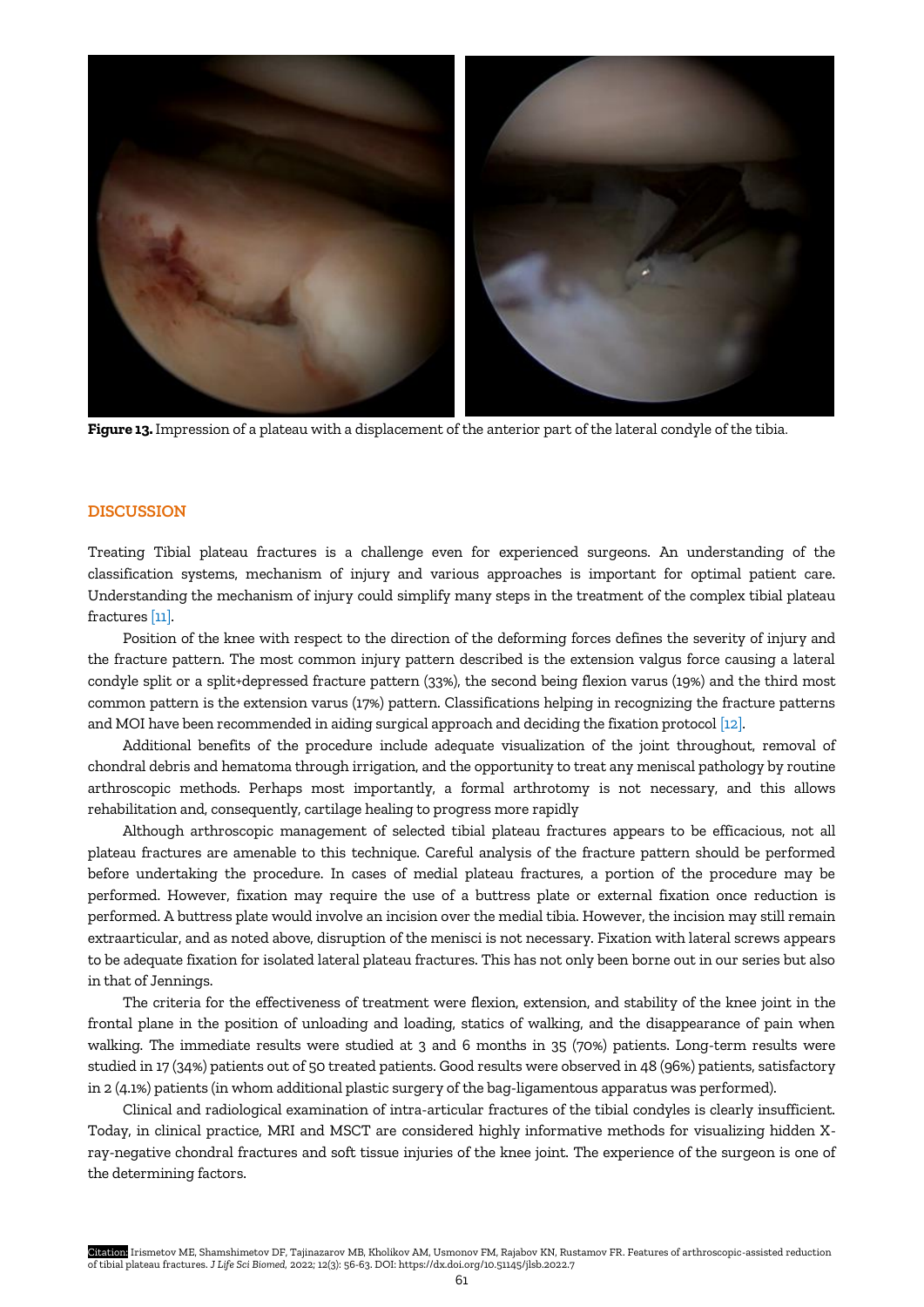**Figure 13.** Impression of a plateau with a displacement of the anterior part of the lateral condyle of the tibia.

## DISCUSSION

Treating Tibial plateau fractures is a challenge even for experienced surgeons. An understanding of the classification systems, mechanism of injury and various approaches is important for optimal patient care. Understanding the mechanism of injury could simplify many steps in the treatment of the complex tibial plateau fractures [11].

Position of the knee with respect to the direction of the deforming forces defines the severity of injury and the fracture pattern. The most common injury pattern described is the extension valgus force causing a lateral condyle split or a split+depressed fracture pattern (33%), the second being flexion varus (19%) and the third most common pattern is the extension varus (17%) pattern. Classifications helping in recognizing the fracture patterns and MOI have been recommended in aiding surgical approach and deciding the fixation protocol [12].

Additional benefits of the procedure include adequate visualization of the joint throughout, removal of chondral debris and hematoma through irrigation, and the opportunity to treat any meniscal pathology by routine arthroscopic methods. Perhaps most importantly, a formal arthrotomy is not necessary, and this allows rehabilitation and, consequently, cartilage healing to progress more rapidly

Although arthroscopic management of selected tibial plateau fractures appears to be efficacious, not all plateau fractures are amenable to this technique. Careful analysis of the fracture pattern should be performed before undertaking the procedure. In cases of medial plateau fractures, a portion of the procedure may be performed. However, fixation may require the use of a buttress plate or external fixation once reduction is performed. A buttress plate would involve an incision over the medial tibia. However, the incision may still remain extraarticular, and as noted above, disruption of the menisci is not necessary. Fixation with lateral screws appears to be adequate fixation for isolated lateral plateau fractures. This has not only been borne out in our series but also in that of Jennings.

The criteria for the effectiveness of treatment were flexion, extension, and stability of the knee joint in the frontal plane in the position of unloading and loading, statics of walking, and the disappearance of pain when walking. The immediate results were studied at 3 and 6 months in 35 (70%) patients. Long-term results were studied in 17 (34%) patients out of 50 treated patients. Good results were observed in 48 (96%) patients, satisfactory in 2 (4.1%) patients (in whom additional plastic surgery of the bag-ligamentous apparatus was performed).

Clinical and radiological examination of intra-articular fractures of the tibial condyles is clearly insufficient. Today, in clinical practice, MRI and MSCT are considered highly informative methods for visualizing hidden X-ray-negative chondral fractures and soft tissue injuries of the knee joint. The experience of the surgeon is one of the determining factors.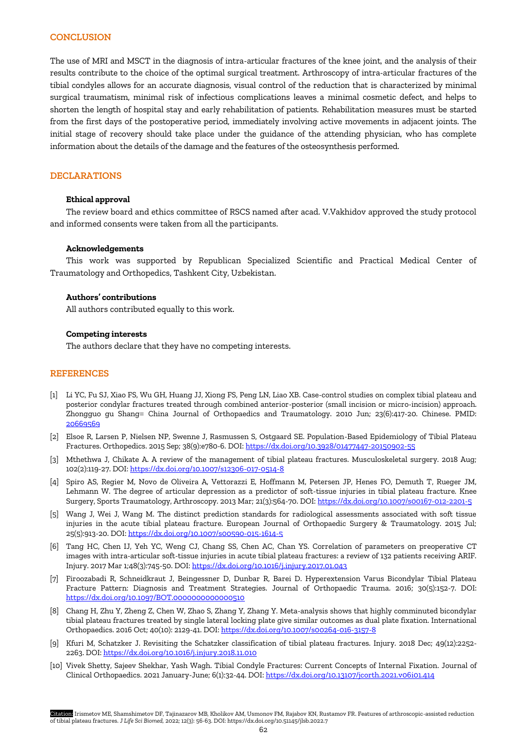## CONCLUSION

The use of MRI and MSCT in the diagnosis of intra-articular fractures of the knee joint, and the analysis of their results contribute to the choice of the optimal surgical treatment. Arthroscopy of intra-articular fractures of the tibial condyles allows for an accurate diagnosis, visual control of the reduction that is characterized by minimal surgical traumatism, minimal risk of infectious complications leaves a minimal cosmetic defect, and helps to shorten the length of hospital stay and early rehabilitation of patients. Rehabilitation measures must be started from the first days of the postoperative period, immediately involving active movements in adjacent joints. The initial stage of recovery should take place under the guidance of the attending physician, who has complete information about the details of the damage and the features of the osteosynthesis performed.

## DECLARATIONS

### Ethical approval

The review board and ethics committee of RSCS named after acad. V.Vakhidov approved the study protocol and informed consents were taken from all the participants.

### Acknowledgements

This work was supported by Republican Specialized Scientific and Practical Medical Center of Traumatology and Orthopedics, Tashkent City, Uzbekistan.

### Authors' contributions

All authors contributed equally to this work.

### Competing interests

The authors declare that they have no competing interests.

## REFERENCES

[1] Li YC, Fu SJ, Xiao FS, Wu GH, Huang JJ, Xiong FS, Peng LN, Liao XB. Case-control studies on complex tibial plateau and posterior condylar fractures treated through combined anterior-posterior (small incision or micro-incision) approach. Zhongguo gu Shang= China Journal of Orthopaedics and Traumatology. 2010 Jun; 23(6):417-20. Chinese. PMID: 20669569

[2] Elsoe R, Larsen P, Nielsen NP, Swenne J, Rasmussen S, Ostgaard SE. Population-Based Epidemiology of Tibial Plateau Fractures. Orthopedics. 2015 Sep; 38(9):e780-6. DOI: https://dx.doi.org/10.3928/01477447-20150902-55

[3] Mthethwa J, Chikate A. A review of the management of tibial plateau fractures. Musculoskeletal surgery. 2018 Aug; 102(2):119-27. DOI: https://dx.doi.org/10.1007/s12306-017-0514-8

[4] Spiro AS, Regier M, Novo de Oliveira A, Vettorazzi E, Hoffmann M, Petersen JP, Henes FO, Demuth T, Rueger JM, Lehmann W. The degree of articular depression as a predictor of soft-tissue injuries in tibial plateau fracture. Knee Surgery, Sports Traumatology, Arthroscopy. 2013 Mar; 21(3):564-70. DOI: https://dx.doi.org/10.1007/s00167-012-2201-5

[5] Wang J, Wei J, Wang M. The distinct prediction standards for radiological assessments associated with soft tissue injuries in the acute tibial plateau fracture. European Journal of Orthopaedic Surgery & Traumatology. 2015 Jul; 25(5):913-20. DOI: https://dx.doi.org/10.1007/s00590-015-1614-5

[6] Tang HC, Chen IJ, Yeh YC, Weng CJ, Chang SS, Chen AC, Chan YS. Correlation of parameters on preoperative CT images with intra-articular soft-tissue injuries in acute tibial plateau fractures: a review of 132 patients receiving ARIF. Injury. 2017 Mar 1;48(3):745-50. DOI: https://dx.doi.org/10.1016/j.injury.2017.01.043

[7] Firoozabadi R, Schneidkraut J, Beingessner D, Dunbar R, Barei D. Hyperextension Varus Bicondylar Tibial Plateau Fracture Pattern: Diagnosis and Treatment Strategies. Journal of Orthopaedic Trauma. 2016; 30(5):152-7. DOI: https://dx.doi.org/10.1097/BOT.0000000000000510

[8] Chang H, Zhu Y, Zheng Z, Chen W, Zhao S, Zhang Y, Zhang Y. Meta-analysis shows that highly comminuted bicondylar tibial plateau fractures treated by single lateral locking plate give similar outcomes as dual plate fixation. International Orthopaedics. 2016 Oct; 40(10): 2129-41. DOI: https://dx.doi.org/10.1007/s00264-016-3157-8

[9] Kfuri M, Schatzker J. Revisiting the Schatzker classification of tibial plateau fractures. Injury. 2018 Dec; 49(12):2252-2263. DOI: https://dx.doi.org/10.1016/j.injury.2018.11.010

[10] Vivek Shetty, Sajeev Shekhar, Yash Wagh. Tibial Condyle Fractures: Current Concepts of Internal Fixation. Journal of Clinical Orthopaedics. 2021 January-June; 6(1):32-44. DOI: https://dx.doi.org/10.13107/jcorth.2021.v06i01.414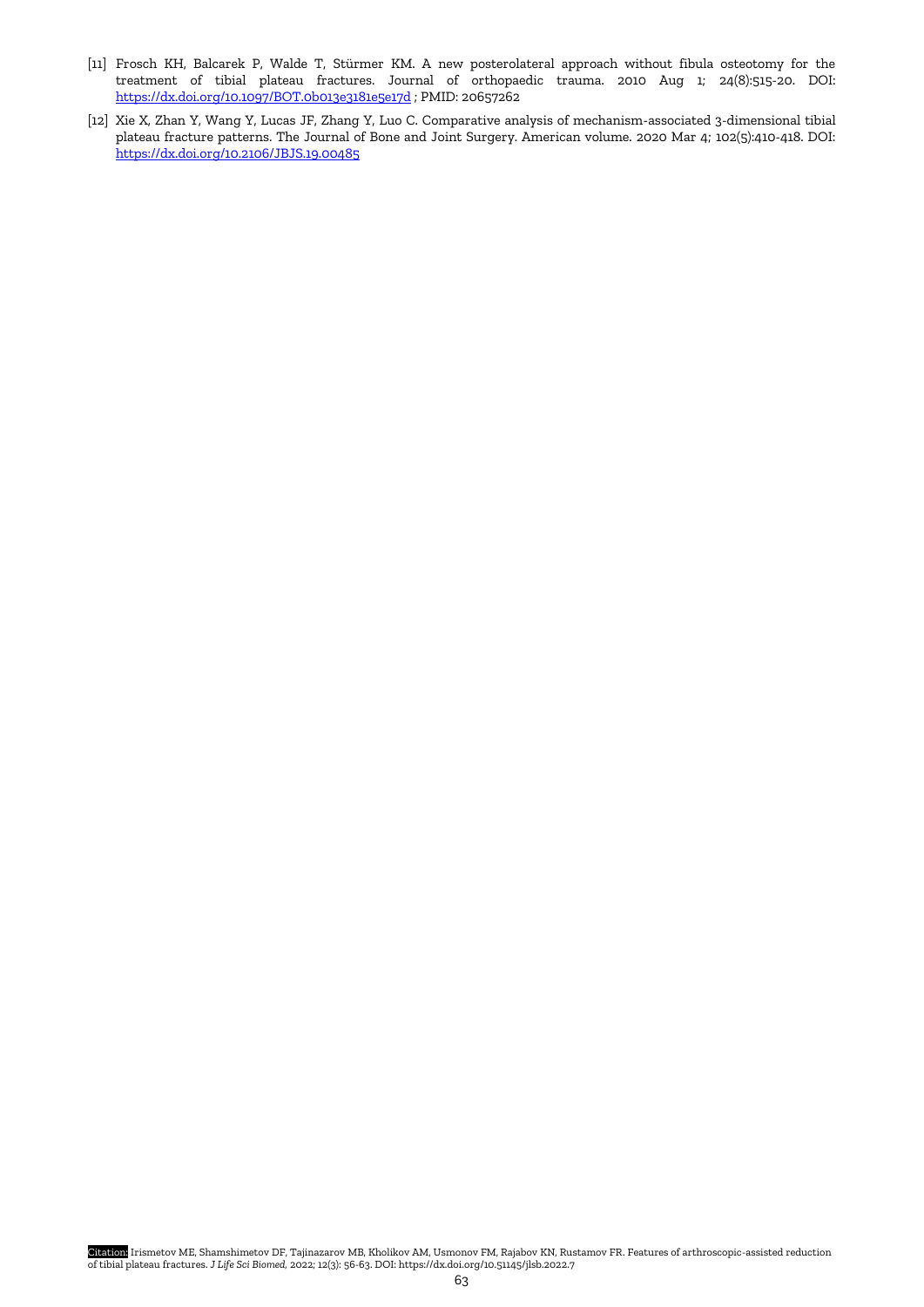[11] Frosch KH, Balcarek P, Walde T, Stürmer KM. A new posterolateral approach without fibula osteotomy for the treatment of tibial plateau fractures. Journal of orthopaedic trauma. 2010 Aug 1; 24(8):515-20. DOI: https://dx.doi.org/10.1097/BOT.0b013e3181e5e17d ; PMID: 20657262

[12] Xie X, Zhan Y, Wang Y, Lucas JF, Zhang Y, Luo C. Comparative analysis of mechanism-associated 3-dimensional tibial plateau fracture patterns. The Journal of Bone and Joint Surgery. American volume. 2020 Mar 4; 102(5):410-418. DOI: https://dx.doi.org/10.2106/JBJS.19.00485